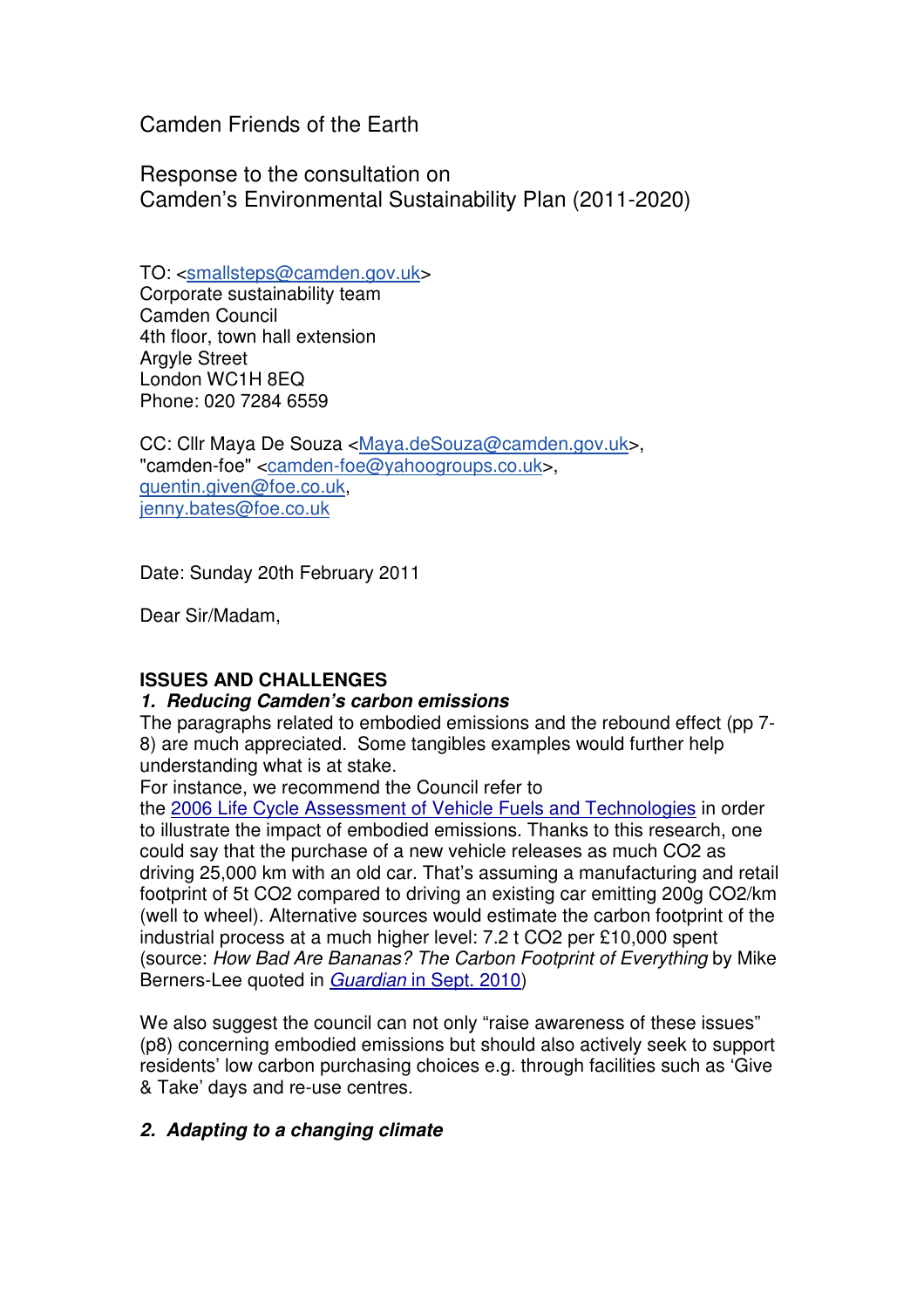Camden Friends of the Earth

Response to the consultation on
Camden's Environmental Sustainability Plan (2011-2020)

TO: <[smallsteps@camden.gov.uk](mailto:smallsteps@camden.gov.uk)>
Corporate sustainability team
Camden Council
4th floor, town hall extension
Argyle Street
London WC1H 8EQ
Phone: 020 7284 6559

CC: Cllr Maya De Souza <[Maya.deSouza@camden.gov.uk](mailto:Maya.deSouza@camden.gov.uk)>,
"camden-foe" <[camden-foe@yahoogroups.co.uk](mailto:camden-foe@yahoogroups.co.uk)>,
[quentin.given@foe.co.uk](mailto:quentin.given@foe.co.uk),
[jenny.bates@foe.co.uk](mailto:jenny.bates@foe.co.uk)

Date: Sunday 20th February 2011

Dear Sir/Madam,

**ISSUES AND CHALLENGES**

***1. Reducing Camden's carbon emissions***

The paragraphs related to embodied emissions and the rebound effect (pp 7-8) are much appreciated. Some tangibles examples would further help understanding what is at stake.
For instance, we recommend the Council refer to the 2006 Life Cycle Assessment of Vehicle Fuels and Technologies in order to illustrate the impact of embodied emissions. Thanks to this research, one could say that the purchase of a new vehicle releases as much $CO_2$ as driving 25,000 km with an old car. That's assuming a manufacturing and retail footprint of 5t $CO_2$ compared to driving an existing car emitting 200g $CO_2$/km (well to wheel). Alternative sources would estimate the carbon footprint of the industrial process at a much higher level: 7.2 t $CO_2$ per £10,000 spent (source: *How Bad Are Bananas? The Carbon Footprint of Everything* by Mike Berners-Lee quoted in *Guardian* in Sept. 2010)

We also suggest the council can not only "raise awareness of these issues" (p8) concerning embodied emissions but should also actively seek to support residents' low carbon purchasing choices e.g. through facilities such as 'Give & Take' days and re-use centres.

***2. Adapting to a changing climate***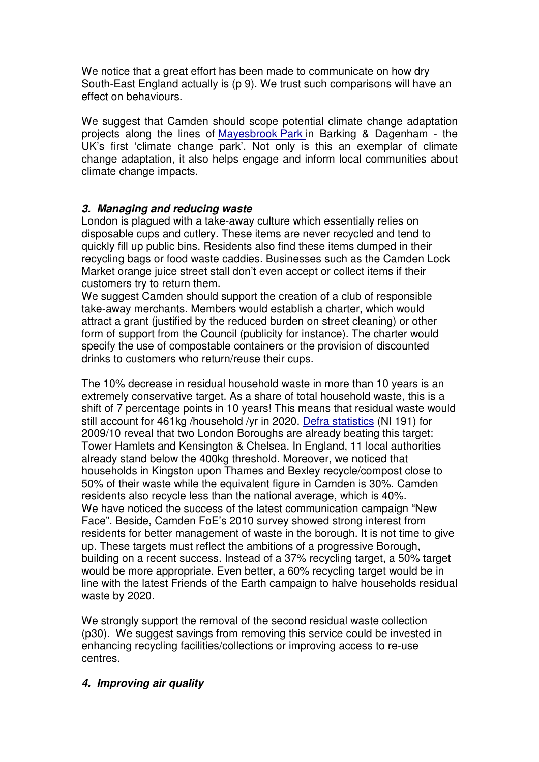We notice that a great effort has been made to communicate on how dry South-East England actually is (p 9). We trust such comparisons will have an effect on behaviours.

We suggest that Camden should scope potential climate change adaptation projects along the lines of Mayesbrook Park in Barking & Dagenham - the UK's first 'climate change park'. Not only is this an exemplar of climate change adaptation, it also helps engage and inform local communities about climate change impacts.

### *3. Managing and reducing waste*

London is plagued with a take-away culture which essentially relies on disposable cups and cutlery. These items are never recycled and tend to quickly fill up public bins. Residents also find these items dumped in their recycling bags or food waste caddies. Businesses such as the Camden Lock Market orange juice street stall don't even accept or collect items if their customers try to return them.

We suggest Camden should support the creation of a club of responsible take-away merchants. Members would establish a charter, which would attract a grant (justified by the reduced burden on street cleaning) or other form of support from the Council (publicity for instance). The charter would specify the use of compostable containers or the provision of discounted drinks to customers who return/reuse their cups.

The 10% decrease in residual household waste in more than 10 years is an extremely conservative target. As a share of total household waste, this is a shift of 7 percentage points in 10 years! This means that residual waste would still account for 461kg /household /yr in 2020. Defra statistics (NI 191) for 2009/10 reveal that two London Boroughs are already beating this target: Tower Hamlets and Kensington & Chelsea. In England, 11 local authorities already stand below the 400kg threshold. Moreover, we noticed that households in Kingston upon Thames and Bexley recycle/compost close to 50% of their waste while the equivalent figure in Camden is 30%. Camden residents also recycle less than the national average, which is 40%.

We have noticed the success of the latest communication campaign "New Face". Beside, Camden FoE's 2010 survey showed strong interest from residents for better management of waste in the borough. It is not time to give up. These targets must reflect the ambitions of a progressive Borough, building on a recent success. Instead of a 37% recycling target, a 50% target would be more appropriate. Even better, a 60% recycling target would be in line with the latest Friends of the Earth campaign to halve households residual waste by 2020.

We strongly support the removal of the second residual waste collection (p30). We suggest savings from removing this service could be invested in enhancing recycling facilities/collections or improving access to re-use centres.

### *4. Improving air quality*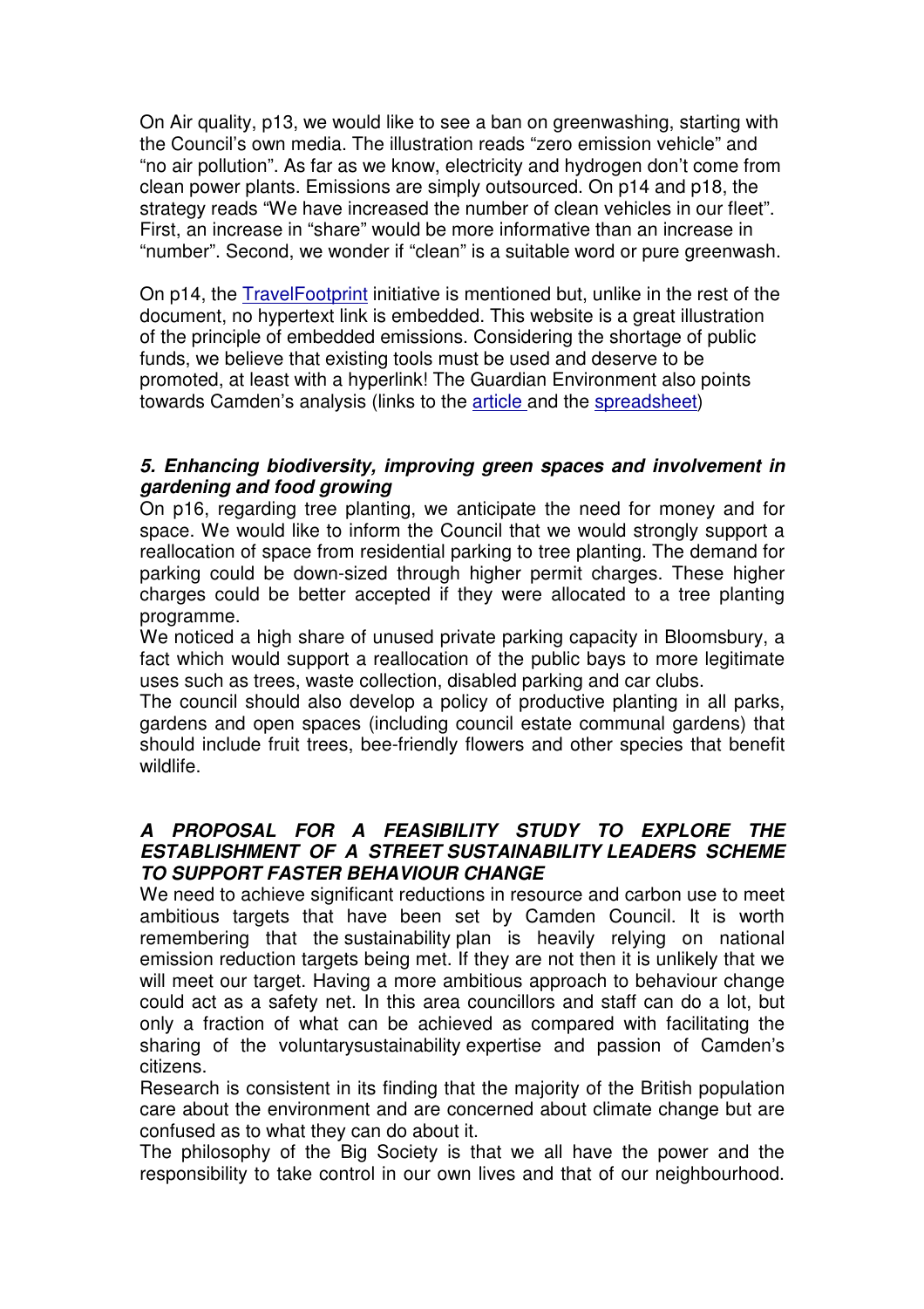On Air quality, p13, we would like to see a ban on greenwashing, starting with the Council's own media. The illustration reads "zero emission vehicle" and "no air pollution". As far as we know, electricity and hydrogen don't come from clean power plants. Emissions are simply outsourced. On p14 and p18, the strategy reads "We have increased the number of clean vehicles in our fleet". First, an increase in "share" would be more informative than an increase in "number". Second, we wonder if "clean" is a suitable word or pure greenwash.

On p14, the TravelFootprint initiative is mentioned but, unlike in the rest of the document, no hypertext link is embedded. This website is a great illustration of the principle of embedded emissions. Considering the shortage of public funds, we believe that existing tools must be used and deserve to be promoted, at least with a hyperlink! The Guardian Environment also points towards Camden's analysis (links to the article and the spreadsheet)

### *5. Enhancing biodiversity, improving green spaces and involvement in gardening and food growing*

On p16, regarding tree planting, we anticipate the need for money and for space. We would like to inform the Council that we would strongly support a reallocation of space from residential parking to tree planting. The demand for parking could be down-sized through higher permit charges. These higher charges could be better accepted if they were allocated to a tree planting programme.

We noticed a high share of unused private parking capacity in Bloomsbury, a fact which would support a reallocation of the public bays to more legitimate uses such as trees, waste collection, disabled parking and car clubs.

The council should also develop a policy of productive planting in all parks, gardens and open spaces (including council estate communal gardens) that should include fruit trees, bee-friendly flowers and other species that benefit wildlife.

### *A PROPOSAL FOR A FEASIBILITY STUDY TO EXPLORE THE ESTABLISHMENT OF A STREET SUSTAINABILITY LEADERS SCHEME TO SUPPORT FASTER BEHAVIOUR CHANGE*

We need to achieve significant reductions in resource and carbon use to meet ambitious targets that have been set by Camden Council. It is worth remembering that the sustainability plan is heavily relying on national emission reduction targets being met. If they are not then it is unlikely that we will meet our target. Having a more ambitious approach to behaviour change could act as a safety net. In this area councillors and staff can do a lot, but only a fraction of what can be achieved as compared with facilitating the sharing of the voluntarysustainability expertise and passion of Camden's citizens.

Research is consistent in its finding that the majority of the British population care about the environment and are concerned about climate change but are confused as to what they can do about it.

The philosophy of the Big Society is that we all have the power and the responsibility to take control in our own lives and that of our neighbourhood.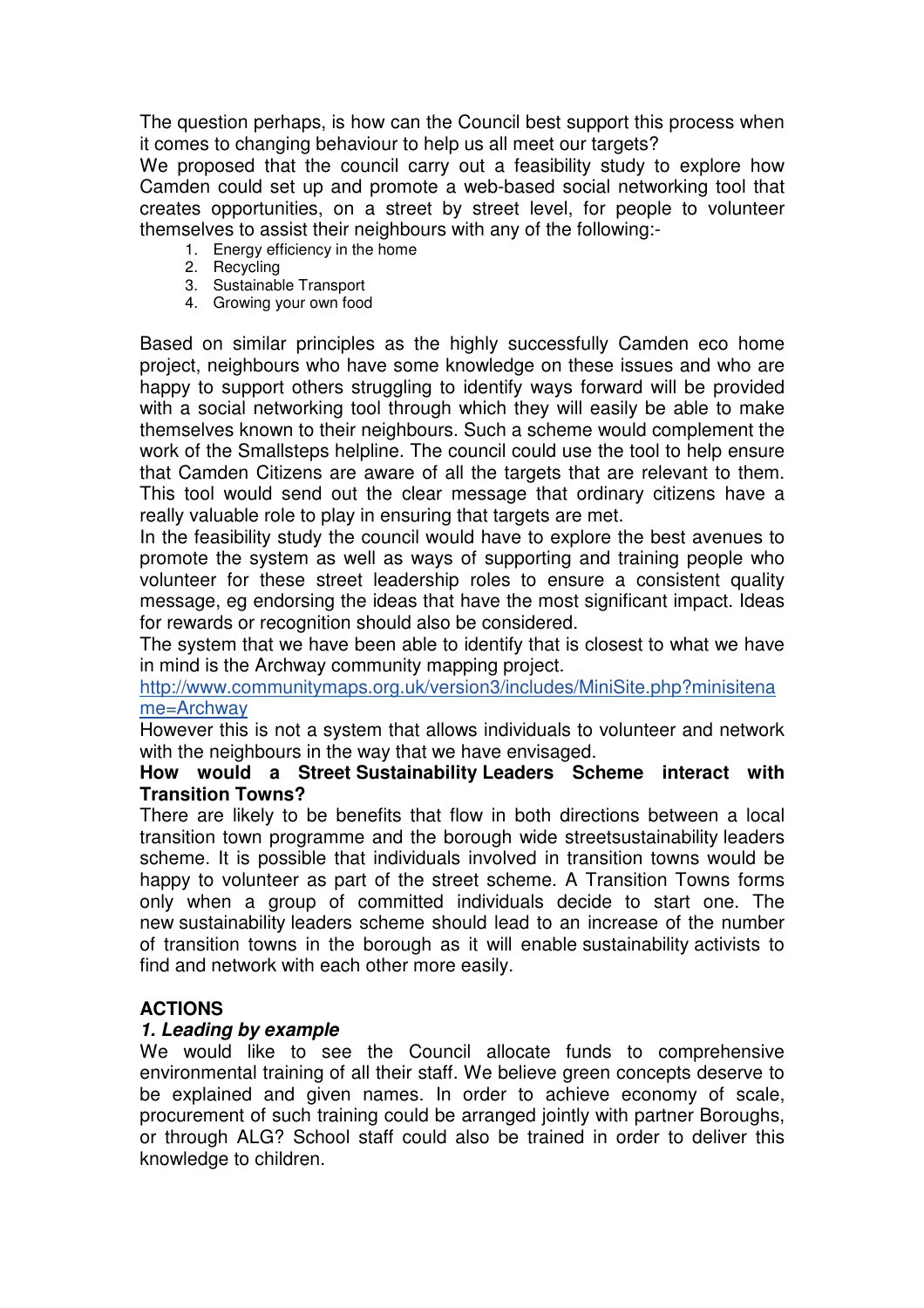The question perhaps, is how can the Council best support this process when it comes to changing behaviour to help us all meet our targets?

We proposed that the council carry out a feasibility study to explore how Camden could set up and promote a web-based social networking tool that creates opportunities, on a street by street level, for people to volunteer themselves to assist their neighbours with any of the following:-

1. Energy efficiency in the home
2. Recycling
3. Sustainable Transport
4. Growing your own food

Based on similar principles as the highly successfully Camden eco home project, neighbours who have some knowledge on these issues and who are happy to support others struggling to identify ways forward will be provided with a social networking tool through which they will easily be able to make themselves known to their neighbours. Such a scheme would complement the work of the Smallsteps helpline. The council could use the tool to help ensure that Camden Citizens are aware of all the targets that are relevant to them. This tool would send out the clear message that ordinary citizens have a really valuable role to play in ensuring that targets are met.

In the feasibility study the council would have to explore the best avenues to promote the system as well as ways of supporting and training people who volunteer for these street leadership roles to ensure a consistent quality message, eg endorsing the ideas that have the most significant impact. Ideas for rewards or recognition should also be considered.

The system that we have been able to identify that is closest to what we have in mind is the Archway community mapping project.

http://www.communitymaps.org.uk/version3/includes/MiniSite.php?minisitename=Archway

However this is not a system that allows individuals to volunteer and network with the neighbours in the way that we have envisaged.

**How would a Street Sustainability Leaders Scheme interact with Transition Towns?**

There are likely to be benefits that flow in both directions between a local transition town programme and the borough wide streetsustainability leaders scheme. It is possible that individuals involved in transition towns would be happy to volunteer as part of the street scheme. A Transition Towns forms only when a group of committed individuals decide to start one. The new sustainability leaders scheme should lead to an increase of the number of transition towns in the borough as it will enable sustainability activists to find and network with each other more easily.

## ACTIONS

### *1. Leading by example*

We would like to see the Council allocate funds to comprehensive environmental training of all their staff. We believe green concepts deserve to be explained and given names. In order to achieve economy of scale, procurement of such training could be arranged jointly with partner Boroughs, or through ALG? School staff could also be trained in order to deliver this knowledge to children.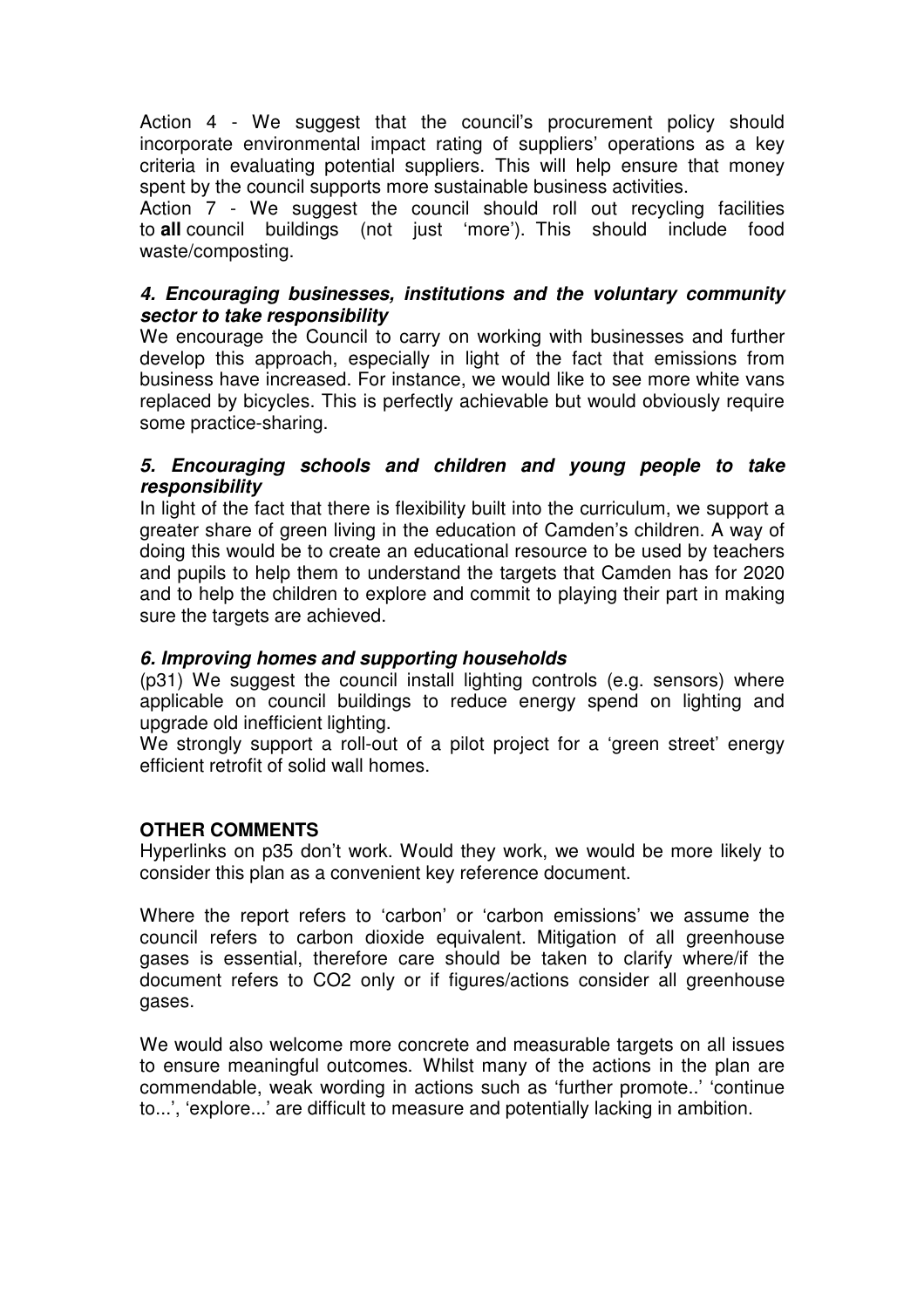Action 4 - We suggest that the council's procurement policy should incorporate environmental impact rating of suppliers' operations as a key criteria in evaluating potential suppliers. This will help ensure that money spent by the council supports more sustainable business activities.
Action 7 - We suggest the council should roll out recycling facilities to **all** council buildings (not just 'more'). This should include food waste/composting.

### *4. Encouraging businesses, institutions and the voluntary community sector to take responsibility*

We encourage the Council to carry on working with businesses and further develop this approach, especially in light of the fact that emissions from business have increased. For instance, we would like to see more white vans replaced by bicycles. This is perfectly achievable but would obviously require some practice-sharing.

### *5. Encouraging schools and children and young people to take responsibility*

In light of the fact that there is flexibility built into the curriculum, we support a greater share of green living in the education of Camden's children. A way of doing this would be to create an educational resource to be used by teachers and pupils to help them to understand the targets that Camden has for 2020 and to help the children to explore and commit to playing their part in making sure the targets are achieved.

### *6. Improving homes and supporting households*

(p31) We suggest the council install lighting controls (e.g. sensors) where applicable on council buildings to reduce energy spend on lighting and upgrade old inefficient lighting.
We strongly support a roll-out of a pilot project for a 'green street' energy efficient retrofit of solid wall homes.

## OTHER COMMENTS

Hyperlinks on p35 don't work. Would they work, we would be more likely to consider this plan as a convenient key reference document.

Where the report refers to 'carbon' or 'carbon emissions' we assume the council refers to carbon dioxide equivalent. Mitigation of all greenhouse gases is essential, therefore care should be taken to clarify where/if the document refers to $CO_2$ only or if figures/actions consider all greenhouse gases.

We would also welcome more concrete and measurable targets on all issues to ensure meaningful outcomes. Whilst many of the actions in the plan are commendable, weak wording in actions such as 'further promote..' 'continue to...', 'explore...' are difficult to measure and potentially lacking in ambition.